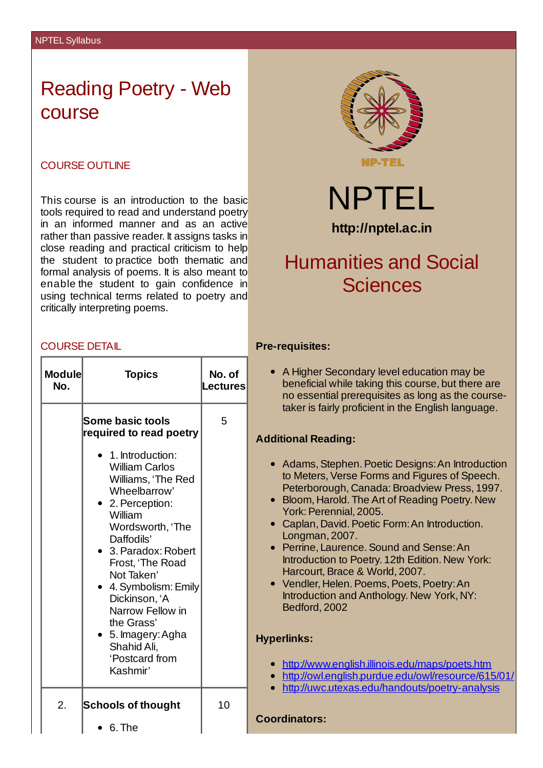# Reading Poetry - Web course

## COURSE OUTLINE

This course is an introduction to the basic tools required to read and understand poetry in an informed manner and as an active rather than passive reader. It assigns tasks in close reading and practical criticism to help the student to practice both thematic and formal analysis of poems. It is also meant to enable the student to gain confidence in using technical terms related to poetry and critically interpreting poems.

## COURSE DETAIL

| Module No. | Topics | No. of Lectures |
|---|---|---|
| | **Some basic tools required to read poetry**<br>• 1. Introduction: William Carlos Williams, 'The Red Wheelbarrow'<br>• 2. Perception: William Wordsworth, 'The Daffodils'<br>• 3. Paradox: Robert Frost, 'The Road Not Taken'<br>• 4. Symbolism: Emily Dickinson, 'A Narrow Fellow in the Grass'<br>• 5. Imagery: Agha Shahid Ali, 'Postcard from Kashmir' | 5 |
| 2. | **Schools of thought**<br>• 6. The | 10 |

NPTEL

http://nptel.ac.in

## Humanities and Social Sciences

**Pre-requisites:**

- A Higher Secondary level education may be beneficial while taking this course, but there are no essential prerequisites as long as the course-taker is fairly proficient in the English language.

**Additional Reading:**

- Adams, Stephen. Poetic Designs: An Introduction to Meters, Verse Forms and Figures of Speech. Peterborough, Canada: Broadview Press, 1997.
- Bloom, Harold. The Art of Reading Poetry. New York: Perennial, 2005.
- Caplan, David. Poetic Form: An Introduction. Longman, 2007.
- Perrine, Laurence. Sound and Sense: An Introduction to Poetry. 12th Edition. New York: Harcourt, Brace & World, 2007.
- Vendler, Helen. Poems, Poets, Poetry: An Introduction and Anthology. New York, NY: Bedford, 2002

**Hyperlinks:**

- http://www.english.illinois.edu/maps/poets.htm
- http://owl.english.purdue.edu/owl/resource/615/01/
- http://uwc.utexas.edu/handouts/poetry-analysis

**Coordinators:**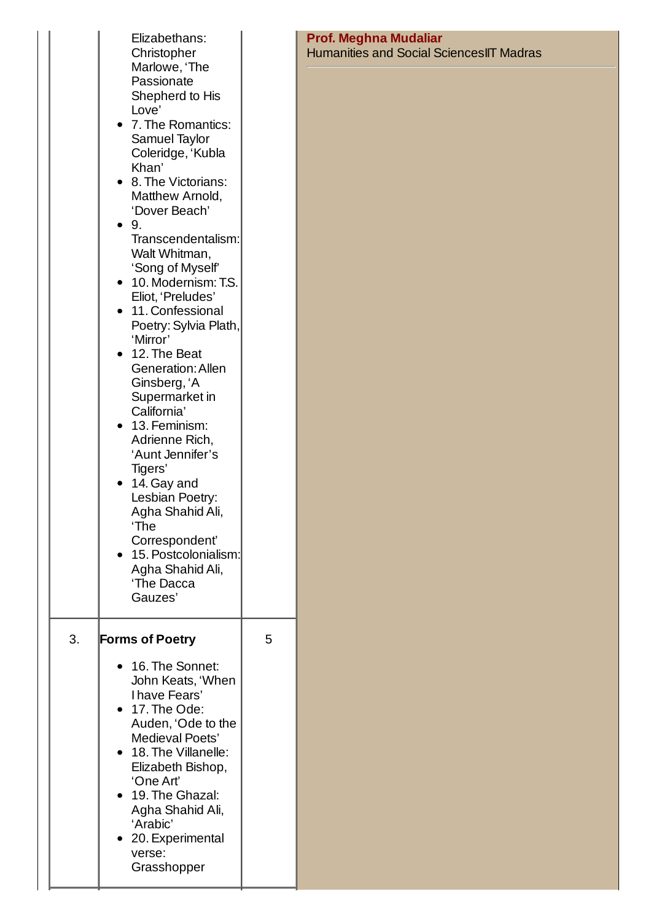| | | | |
|---|---|---|---|
| | Elizabethans: Christopher Marlowe, 'The Passionate Shepherd to His Love'<br>• 7. The Romantics: Samuel Taylor Coleridge, 'Kubla Khan'<br>• 8. The Victorians: Matthew Arnold, 'Dover Beach'<br>• 9. Transcendentalism: Walt Whitman, 'Song of Myself'<br>• 10. Modernism: T.S. Eliot, 'Preludes'<br>• 11. Confessional Poetry: Sylvia Plath, 'Mirror'<br>• 12. The Beat Generation: Allen Ginsberg, 'A Supermarket in California'<br>• 13. Feminism: Adrienne Rich, 'Aunt Jennifer's Tigers'<br>• 14. Gay and Lesbian Poetry: Agha Shahid Ali, 'The Correspondent'<br>• 15. Postcolonialism: Agha Shahid Ali, 'The Dacca Gauzes' | | **Prof. Meghna Mudaliar**<br>Humanities and Social SciencesIIT Madras |
| 3. | **Forms of Poetry**<br>• 16. The Sonnet: John Keats, 'When I have Fears'<br>• 17. The Ode: Auden, 'Ode to the Medieval Poets'<br>• 18. The Villanelle: Elizabeth Bishop, 'One Art'<br>• 19. The Ghazal: Agha Shahid Ali, 'Arabic'<br>• 20. Experimental verse: Grasshopper | 5 | |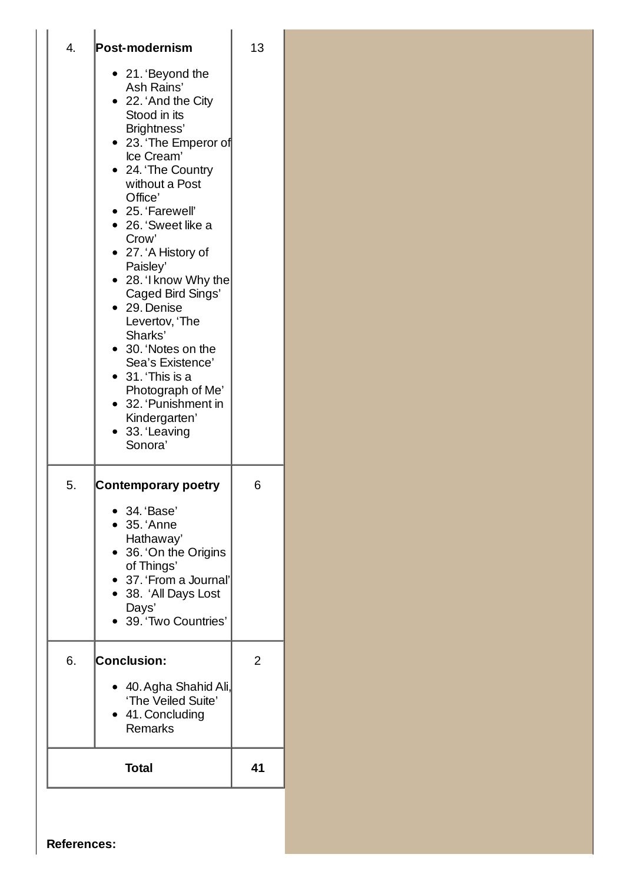| | | |
|---|---|---|
| 4. | **Post-modernism**<br><br>• 21. 'Beyond the Ash Rains'<br>• 22. 'And the City Stood in its Brightness'<br>• 23. 'The Emperor of Ice Cream'<br>• 24. 'The Country without a Post Office'<br>• 25. 'Farewell'<br>• 26. 'Sweet like a Crow'<br>• 27. 'A History of Paisley'<br>• 28. 'I know Why the Caged Bird Sings'<br>• 29. Denise Levertov, 'The Sharks'<br>• 30. 'Notes on the Sea's Existence'<br>• 31. 'This is a Photograph of Me'<br>• 32. 'Punishment in Kindergarten'<br>• 33. 'Leaving Sonora' | 13 |
| 5. | **Contemporary poetry**<br><br>• 34. 'Base'<br>• 35. 'Anne Hathaway'<br>• 36. 'On the Origins of Things'<br>• 37. 'From a Journal'<br>• 38. 'All Days Lost Days'<br>• 39. 'Two Countries' | 6 |
| 6. | **Conclusion:**<br><br>• 40. Agha Shahid Ali, 'The Veiled Suite'<br>• 41. Concluding Remarks | 2 |
| **Total** | | **41** |

**References:**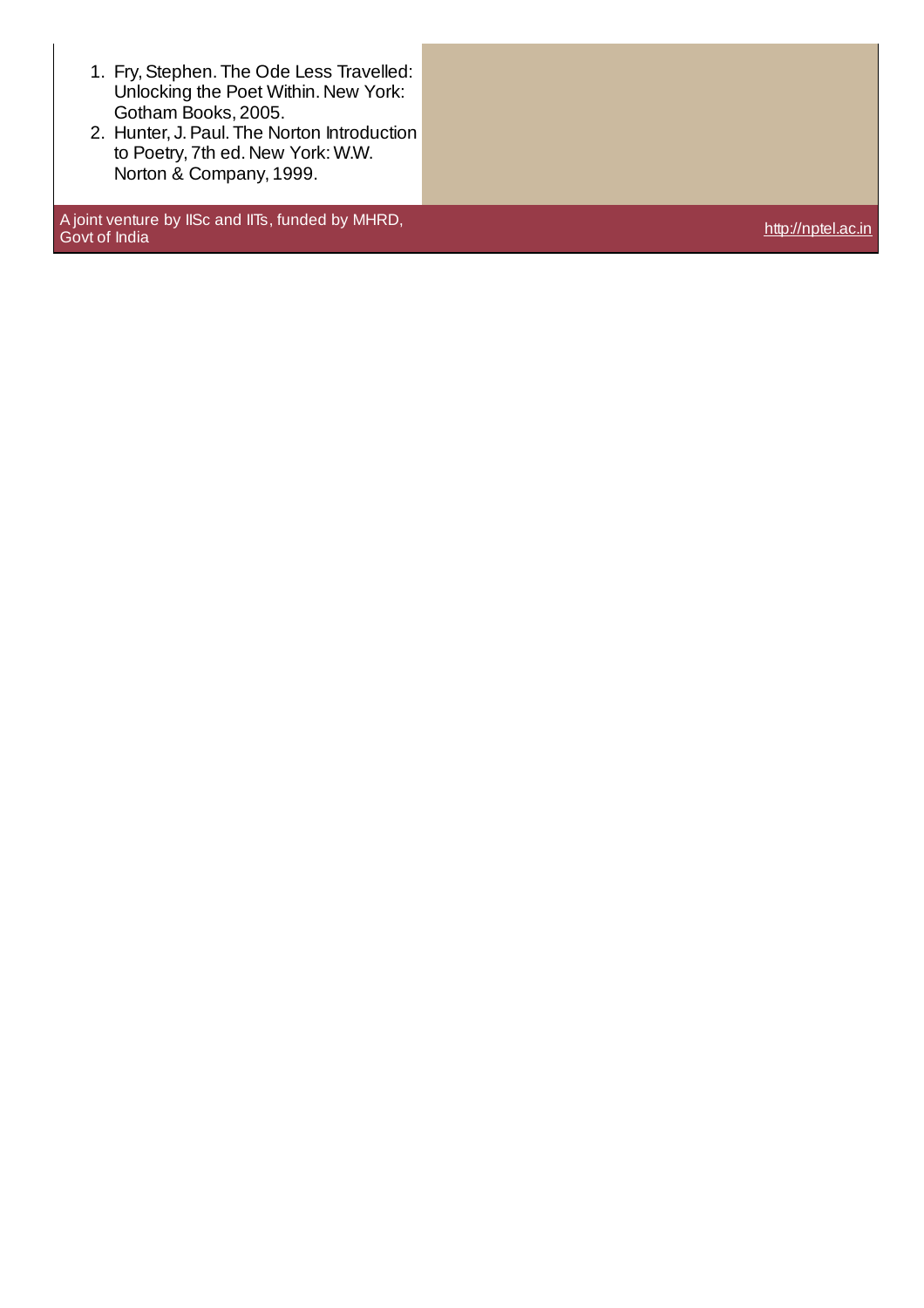1. Fry, Stephen. The Ode Less Travelled: Unlocking the Poet Within. New York: Gotham Books, 2005.
2. Hunter, J. Paul. The Norton Introduction to Poetry, 7th ed. New York: W.W. Norton & Company, 1999.